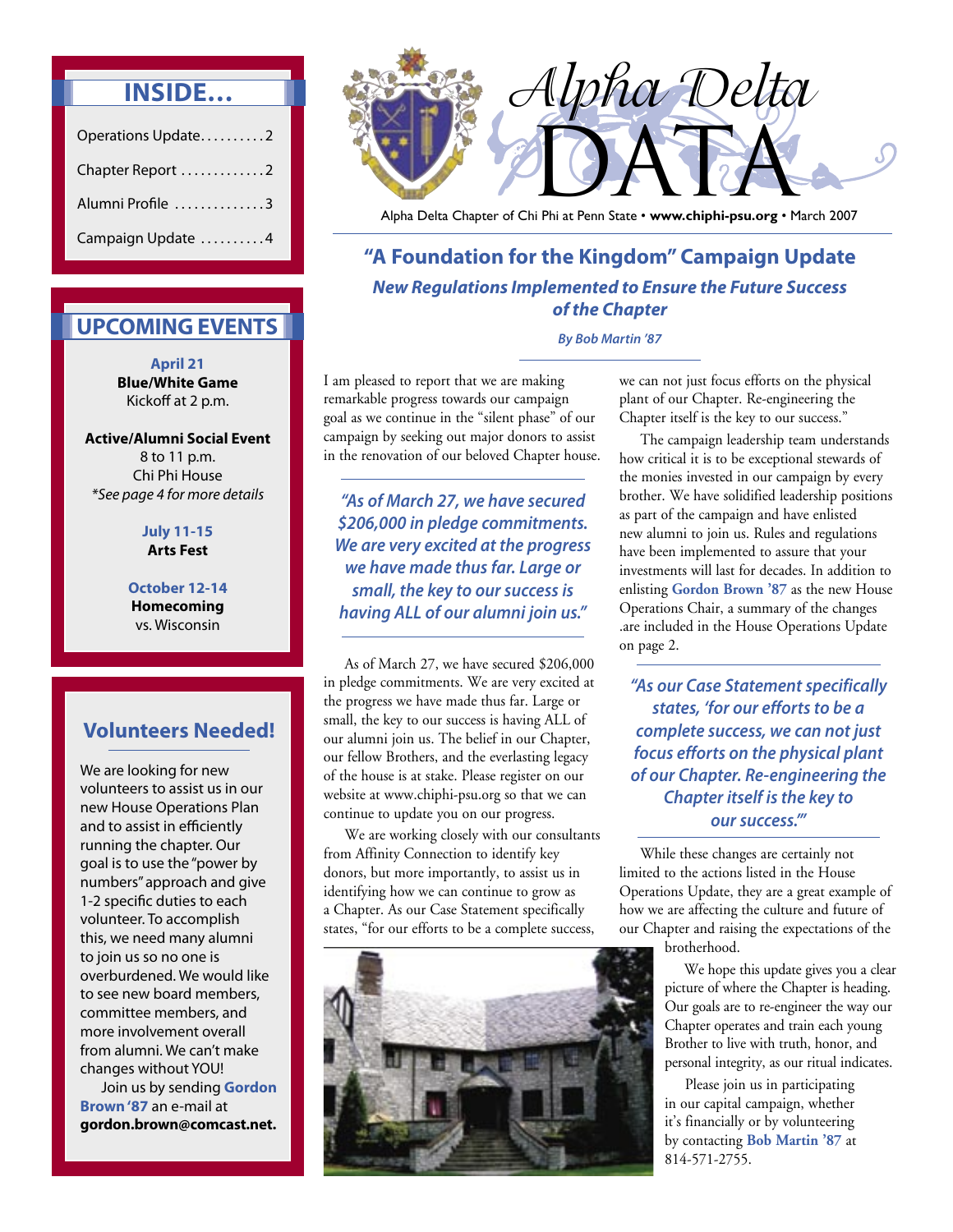# Alpha Delta DATA

Alpha Delta Chapter of Chi Phi at Penn State • **www.chiphi-psu.org** • March 2007

## INSIDE...

- Operations Update..........2
- Chapter Report .............2
- Alumni Profile ..............3
- Campaign Update ..........4

## UPCOMING EVENTS

**April 21**
**Blue/White Game**
Kickoff at 2 p.m.

**Active/Alumni Social Event**
8 to 11 p.m.
Chi Phi House
*\*See page 4 for more details*

**July 11-15**
**Arts Fest**

**October 12-14**
**Homecoming**
vs. Wisconsin

## Volunteers Needed!

We are looking for new volunteers to assist us in our new House Operations Plan and to assist in efficiently running the chapter. Our goal is to use the "power by numbers" approach and give 1-2 specific duties to each volunteer. To accomplish this, we need many alumni to join us so no one is overburdened. We would like to see new board members, committee members, and more involvement overall from alumni. We can't make changes without YOU!

Join us by sending **Gordon Brown '87** an e-mail at **gordon.brown@comcast.net.**

## "A Foundation for the Kingdom" Campaign Update

### *New Regulations Implemented to Ensure the Future Success of the Chapter*

***By Bob Martin '87***

I am pleased to report that we are making remarkable progress towards our campaign goal as we continue in the "silent phase" of our campaign by seeking out major donors to assist in the renovation of our beloved Chapter house.

> *"As of March 27, we have secured $206,000 in pledge commitments. We are very excited at the progress we have made thus far. Large or small, the key to our success is having ALL of our alumni join us."*

As of March 27, we have secured $206,000 in pledge commitments. We are very excited at the progress we have made thus far. Large or small, the key to our success is having ALL of our alumni join us. The belief in our Chapter, our fellow Brothers, and the everlasting legacy of the house is at stake. Please register on our website at www.chiphi-psu.org so that we can continue to update you on our progress.

We are working closely with our consultants from Affinity Connection to identify key donors, but more importantly, to assist us in identifying how we can continue to grow as a Chapter. As our Case Statement specifically states, "for our efforts to be a complete success, we can not just focus efforts on the physical plant of our Chapter. Re-engineering the Chapter itself is the key to our success."

The campaign leadership team understands how critical it is to be exceptional stewards of the monies invested in our campaign by every brother. We have solidified leadership positions as part of the campaign and have enlisted new alumni to join us. Rules and regulations have been implemented to assure that your investments will last for decades. In addition to enlisting **Gordon Brown '87** as the new House Operations Chair, a summary of the changes .are included in the House Operations Update on page 2.

> *"As our Case Statement specifically states, 'for our efforts to be a complete success, we can not just focus efforts on the physical plant of our Chapter. Re-engineering the Chapter itself is the key to our success.'"*

While these changes are certainly not limited to the actions listed in the House Operations Update, they are a great example of how we are affecting the culture and future of our Chapter and raising the expectations of the brotherhood.

We hope this update gives you a clear picture of where the Chapter is heading. Our goals are to re-engineer the way our Chapter operates and train each young Brother to live with truth, honor, and personal integrity, as our ritual indicates.

Please join us in participating in our capital campaign, whether it's financially or by volunteering by contacting **Bob Martin '87** at 814-571-2755.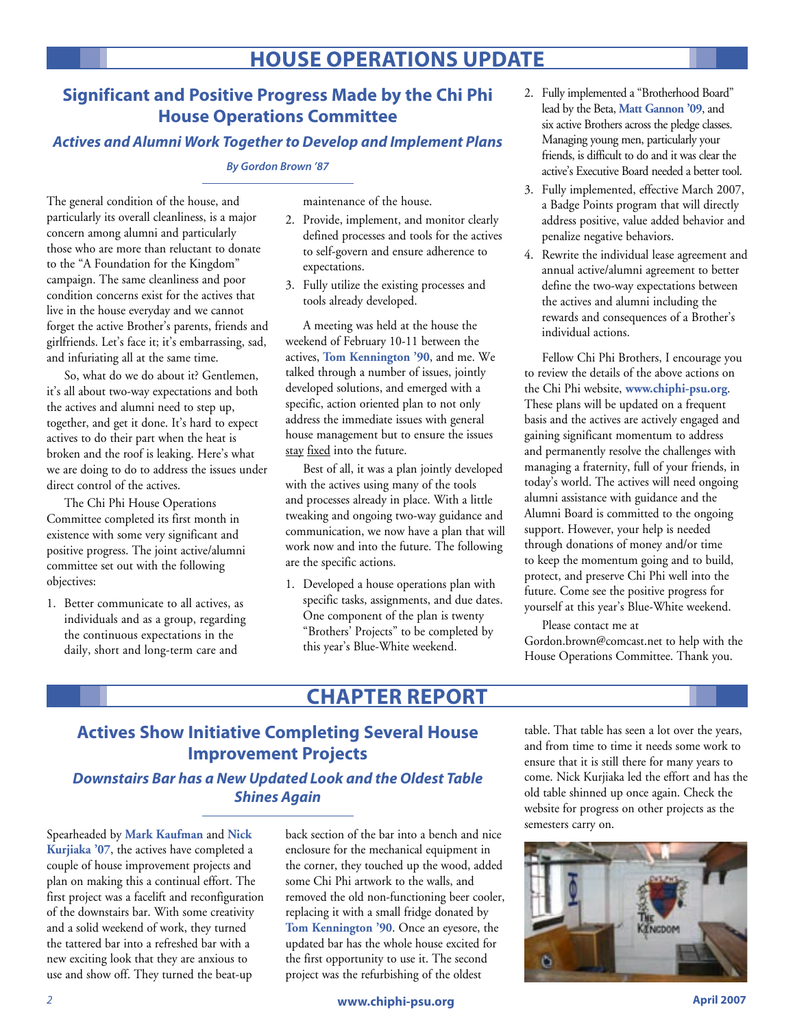# HOUSE OPERATIONS UPDATE

## Significant and Positive Progress Made by the Chi Phi House Operations Committee

### *Actives and Alumni Work Together to Develop and Implement Plans*

***By Gordon Brown '87***

The general condition of the house, and particularly its overall cleanliness, is a major concern among alumni and particularly those who are more than reluctant to donate to the "A Foundation for the Kingdom" campaign. The same cleanliness and poor condition concerns exist for the actives that live in the house everyday and we cannot forget the active Brother's parents, friends and girlfriends. Let's face it; it's embarrassing, sad, and infuriating all at the same time.

So, what do we do about it? Gentlemen, it's all about two-way expectations and both the actives and alumni need to step up, together, and get it done. It's hard to expect actives to do their part when the heat is broken and the roof is leaking. Here's what we are doing to do to address the issues under direct control of the actives.

The Chi Phi House Operations Committee completed its first month in existence with some very significant and positive progress. The joint active/alumni committee set out with the following objectives:

1. Better communicate to all actives, as individuals and as a group, regarding the continuous expectations in the daily, short and long-term care and maintenance of the house.
2. Provide, implement, and monitor clearly defined processes and tools for the actives to self-govern and ensure adherence to expectations.
3. Fully utilize the existing processes and tools already developed.

A meeting was held at the house the weekend of February 10-11 between the actives, **Tom Kennington '90**, and me. We talked through a number of issues, jointly developed solutions, and emerged with a specific, action oriented plan to not only address the immediate issues with general house management but to ensure the issues stay fixed into the future.

Best of all, it was a plan jointly developed with the actives using many of the tools and processes already in place. With a little tweaking and ongoing two-way guidance and communication, we now have a plan that will work now and into the future. The following are the specific actions.

1. Developed a house operations plan with specific tasks, assignments, and due dates. One component of the plan is twenty "Brothers' Projects" to be completed by this year's Blue-White weekend.
2. Fully implemented a "Brotherhood Board" lead by the Beta, **Matt Gannon '09**, and six active Brothers across the pledge classes. Managing young men, particularly your friends, is difficult to do and it was clear the active's Executive Board needed a better tool.
3. Fully implemented, effective March 2007, a Badge Points program that will directly address positive, value added behavior and penalize negative behaviors.
4. Rewrite the individual lease agreement and annual active/alumni agreement to better define the two-way expectations between the actives and alumni including the rewards and consequences of a Brother's individual actions.

Fellow Chi Phi Brothers, I encourage you to review the details of the above actions on the Chi Phi website, **www.chiphi-psu.org**. These plans will be updated on a frequent basis and the actives are actively engaged and gaining significant momentum to address and permanently resolve the challenges with managing a fraternity, full of your friends, in today's world. The actives will need ongoing alumni assistance with guidance and the Alumni Board is committed to the ongoing support. However, your help is needed through donations of money and/or time to keep the momentum going and to build, protect, and preserve Chi Phi well into the future. Come see the positive progress for yourself at this year's Blue-White weekend.

Please contact me at Gordon.brown@comcast.net to help with the House Operations Committee. Thank you.

# CHAPTER REPORT

## Actives Show Initiative Completing Several House Improvement Projects

### *Downstairs Bar has a New Updated Look and the Oldest Table Shines Again*

Spearheaded by **Mark Kaufman** and **Nick Kurjiaka '07**, the actives have completed a couple of house improvement projects and plan on making this a continual effort. The first project was a facelift and reconfiguration of the downstairs bar. With some creativity and a solid weekend of work, they turned the tattered bar into a refreshed bar with a new exciting look that they are anxious to use and show off. They turned the beat-up back section of the bar into a bench and nice enclosure for the mechanical equipment in the corner, they touched up the wood, added some Chi Phi artwork to the walls, and removed the old non-functioning beer cooler, replacing it with a small fridge donated by **Tom Kennington '90**. Once an eyesore, the updated bar has the whole house excited for the first opportunity to use it. The second project was the refurbishing of the oldest table. That table has seen a lot over the years, and from time to time it needs some work to ensure that it is still there for many years to come. Nick Kurjiaka led the effort and has the old table shinned up once again. Check the website for progress on other projects as the semesters carry on.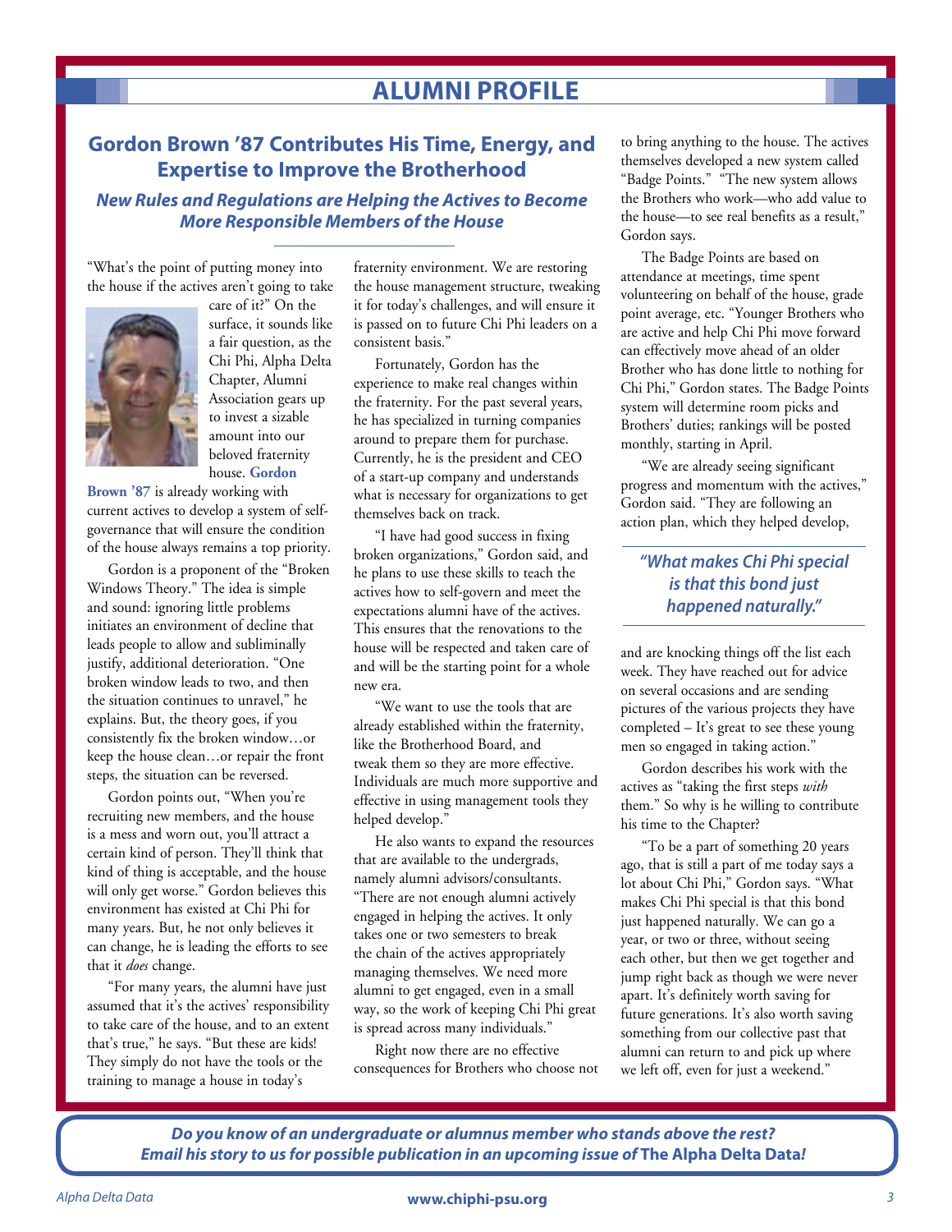# ALUMNI PROFILE

## Gordon Brown '87 Contributes His Time, Energy, and Expertise to Improve the Brotherhood

### *New Rules and Regulations are Helping the Actives to Become More Responsible Members of the House*

"What's the point of putting money into the house if the actives aren't going to take care of it?" On the surface, it sounds like a fair question, as the Chi Phi, Alpha Delta Chapter, Alumni Association gears up to invest a sizable amount into our beloved fraternity house. **Gordon Brown '87** is already working with current actives to develop a system of self-governance that will ensure the condition of the house always remains a top priority.

Gordon is a proponent of the "Broken Windows Theory." The idea is simple and sound: ignoring little problems initiates an environment of decline that leads people to allow and subliminally justify, additional deterioration. "One broken window leads to two, and then the situation continues to unravel," he explains. But, the theory goes, if you consistently fix the broken window…or keep the house clean…or repair the front steps, the situation can be reversed.

Gordon points out, "When you're recruiting new members, and the house is a mess and worn out, you'll attract a certain kind of person. They'll think that kind of thing is acceptable, and the house will only get worse." Gordon believes this environment has existed at Chi Phi for many years. But, he not only believes it can change, he is leading the efforts to see that it *does* change.

"For many years, the alumni have just assumed that it's the actives' responsibility to take care of the house, and to an extent that's true," he says. "But these are kids! They simply do not have the tools or the training to manage a house in today's fraternity environment. We are restoring the house management structure, tweaking it for today's challenges, and will ensure it is passed on to future Chi Phi leaders on a consistent basis."

Fortunately, Gordon has the experience to make real changes within the fraternity. For the past several years, he has specialized in turning companies around to prepare them for purchase. Currently, he is the president and CEO of a start-up company and understands what is necessary for organizations to get themselves back on track.

"I have had good success in fixing broken organizations," Gordon said, and he plans to use these skills to teach the actives how to self-govern and meet the expectations alumni have of the actives. This ensures that the renovations to the house will be respected and taken care of and will be the starting point for a whole new era.

"We want to use the tools that are already established within the fraternity, like the Brotherhood Board, and tweak them so they are more effective. Individuals are much more supportive and effective in using management tools they helped develop."

He also wants to expand the resources that are available to the undergrads, namely alumni advisors/consultants. "There are not enough alumni actively engaged in helping the actives. It only takes one or two semesters to break the chain of the actives appropriately managing themselves. We need more alumni to get engaged, even in a small way, so the work of keeping Chi Phi great is spread across many individuals."

Right now there are no effective consequences for Brothers who choose not to bring anything to the house. The actives themselves developed a new system called "Badge Points." "The new system allows the Brothers who work—who add value to the house—to see real benefits as a result," Gordon says.

The Badge Points are based on attendance at meetings, time spent volunteering on behalf of the house, grade point average, etc. "Younger Brothers who are active and help Chi Phi move forward can effectively move ahead of an older Brother who has done little to nothing for Chi Phi," Gordon states. The Badge Points system will determine room picks and Brothers' duties; rankings will be posted monthly, starting in April.

"We are already seeing significant progress and momentum with the actives," Gordon said. "They are following an action plan, which they helped develop, and are knocking things off the list each week. They have reached out for advice on several occasions and are sending pictures of the various projects they have completed – It's great to see these young men so engaged in taking action."

> ***"What makes Chi Phi special is that this bond just happened naturally."***

Gordon describes his work with the actives as "taking the first steps *with* them." So why is he willing to contribute his time to the Chapter?

"To be a part of something 20 years ago, that is still a part of me today says a lot about Chi Phi," Gordon says. "What makes Chi Phi special is that this bond just happened naturally. We can go a year, or two or three, without seeing each other, but then we get together and jump right back as though we were never apart. It's definitely worth saving for future generations. It's also worth saving something from our collective past that alumni can return to and pick up where we left off, even for just a weekend."

***Do you know of an undergraduate or alumnus member who stands above the rest? Email his story to us for possible publication in an upcoming issue of* The Alpha Delta Data*!***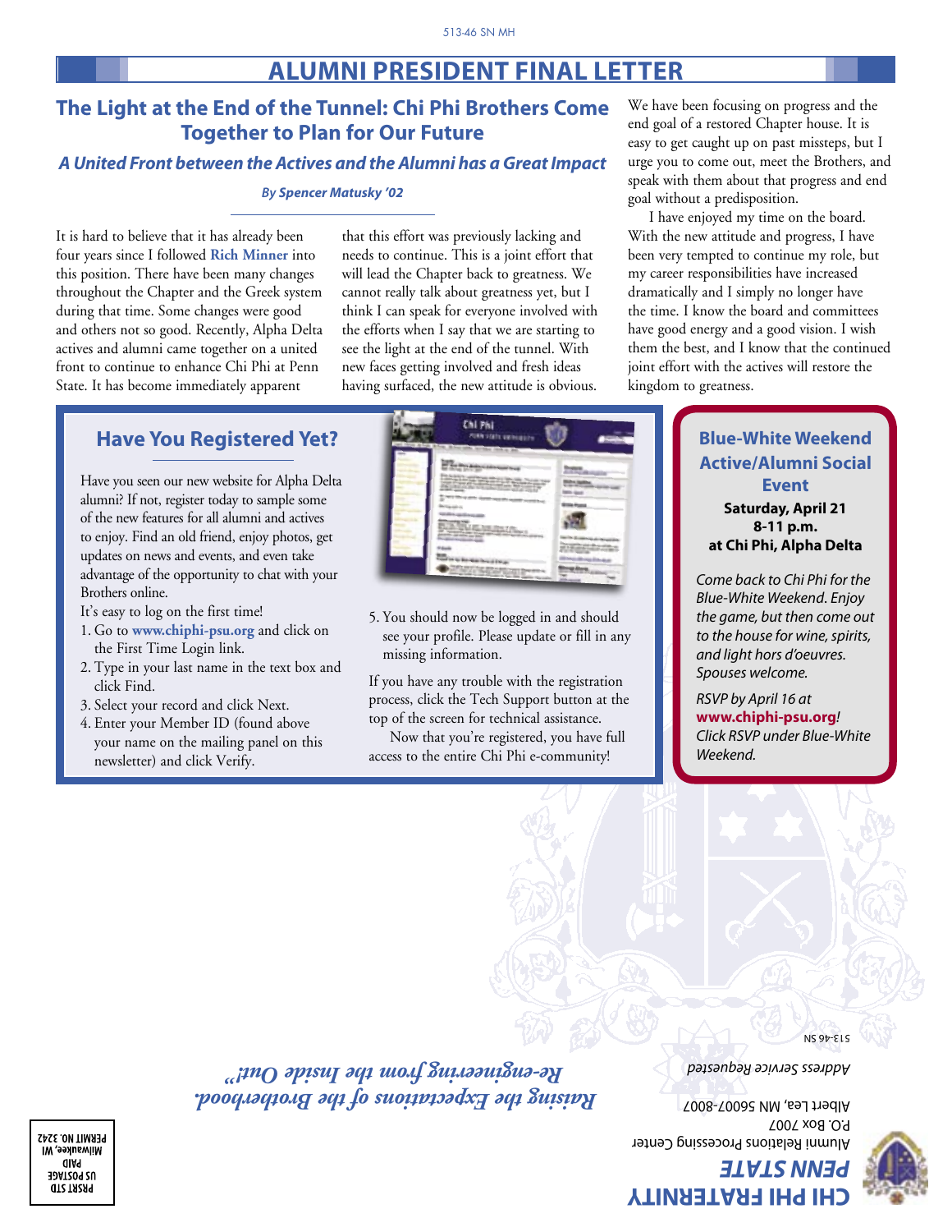# ALUMNI PRESIDENT FINAL LETTER

## The Light at the End of the Tunnel: Chi Phi Brothers Come Together to Plan for Our Future

### *A United Front between the Actives and the Alumni has a Great Impact*

***By Spencer Matusky '02***

It is hard to believe that it has already been four years since I followed **Rich Minner** into this position. There have been many changes throughout the Chapter and the Greek system during that time. Some changes were good and others not so good. Recently, Alpha Delta actives and alumni came together on a united front to continue to enhance Chi Phi at Penn State. It has become immediately apparent that this effort was previously lacking and needs to continue. This is a joint effort that will lead the Chapter back to greatness. We cannot really talk about greatness yet, but I think I can speak for everyone involved with the efforts when I say that we are starting to see the light at the end of the tunnel. With new faces getting involved and fresh ideas having surfaced, the new attitude is obvious.

We have been focusing on progress and the end goal of a restored Chapter house. It is easy to get caught up on past missteps, but I urge you to come out, meet the Brothers, and speak with them about that progress and end goal without a predisposition.

I have enjoyed my time on the board. With the new attitude and progress, I have been very tempted to continue my role, but my career responsibilities have increased dramatically and I simply no longer have the time. I know the board and committees have good energy and a good vision. I wish them the best, and I know that the continued joint effort with the actives will restore the kingdom to greatness.

## Have You Registered Yet?

Have you seen our new website for Alpha Delta alumni? If not, register today to sample some of the new features for all alumni and actives to enjoy. Find an old friend, enjoy photos, get updates on news and events, and even take advantage of the opportunity to chat with your Brothers online.

It's easy to log on the first time!

1. Go to **www.chiphi-psu.org** and click on the First Time Login link.
2. Type in your last name in the text box and click Find.
3. Select your record and click Next.
4. Enter your Member ID (found above your name on the mailing panel on this newsletter) and click Verify.
5. You should now be logged in and should see your profile. Please update or fill in any missing information.

If you have any trouble with the registration process, click the Tech Support button at the top of the screen for technical assistance.

Now that you're registered, you have full access to the entire Chi Phi e-community!

## Blue-White Weekend Active/Alumni Social Event

**Saturday, April 21**
**8-11 p.m.**
**at Chi Phi, Alpha Delta**

*Come back to Chi Phi for the Blue-White Weekend. Enjoy the game, but then come out to the house for wine, spirits, and light hors d'oeuvres. Spouses welcome.*

*RSVP by April 16 at* **www.chiphi-psu.org**! *Click RSVP under Blue-White Weekend.*

**CHI PHI FRATERNITY**
***PENN STATE***
Alumni Relations Processing Center
P.O. Box 7007
Albert Lea, MN 56007-8007

*Address Service Requested*

513-46 SN

*Raising the Expectations of the Brotherhood.*
*Re-engineering from the Inside Out!"*

PRSRT STD
US POSTAGE
PAID
Milwaukee, WI
PERMIT NO. 3242